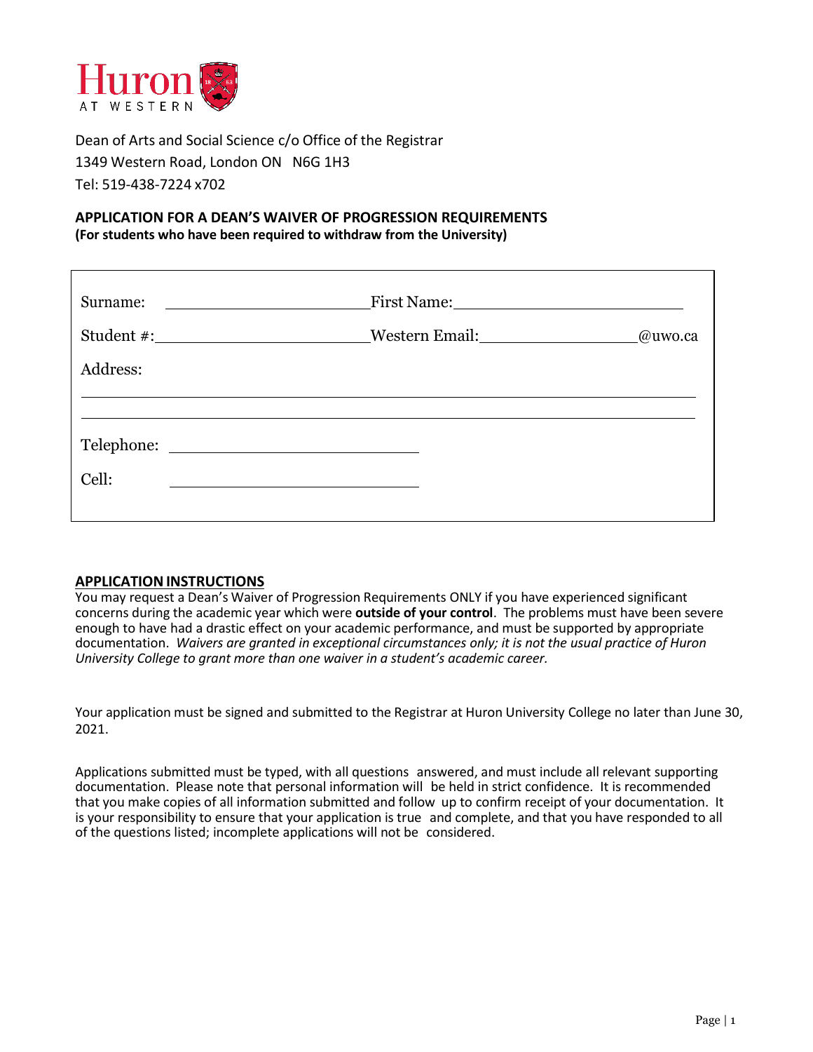Huron AT WESTERN

Dean of Arts and Social Science c/o Office of the Registrar
1349 Western Road, London ON N6G 1H3
Tel: 519-438-7224 x702

**APPLICATION FOR A DEAN'S WAIVER OF PROGRESSION REQUIREMENTS**
**(For students who have been required to withdraw from the University)**

Surname: ______________________ First Name: ______________________

Student #: ______________________ Western Email: ______________________@uwo.ca

Address: ____________________________________________________________

____________________________________________________________

Telephone: ______________________

Cell: ______________________

## APPLICATION INSTRUCTIONS

You may request a Dean's Waiver of Progression Requirements ONLY if you have experienced significant concerns during the academic year which were **outside of your control**. The problems must have been severe enough to have had a drastic effect on your academic performance, and must be supported by appropriate documentation. *Waivers are granted in exceptional circumstances only; it is not the usual practice of Huron University College to grant more than one waiver in a student's academic career.*

Your application must be signed and submitted to the Registrar at Huron University College no later than June 30, 2021.

Applications submitted must be typed, with all questions answered, and must include all relevant supporting documentation. Please note that personal information will be held in strict confidence. It is recommended that you make copies of all information submitted and follow up to confirm receipt of your documentation. It is your responsibility to ensure that your application is true and complete, and that you have responded to all of the questions listed; incomplete applications will not be considered.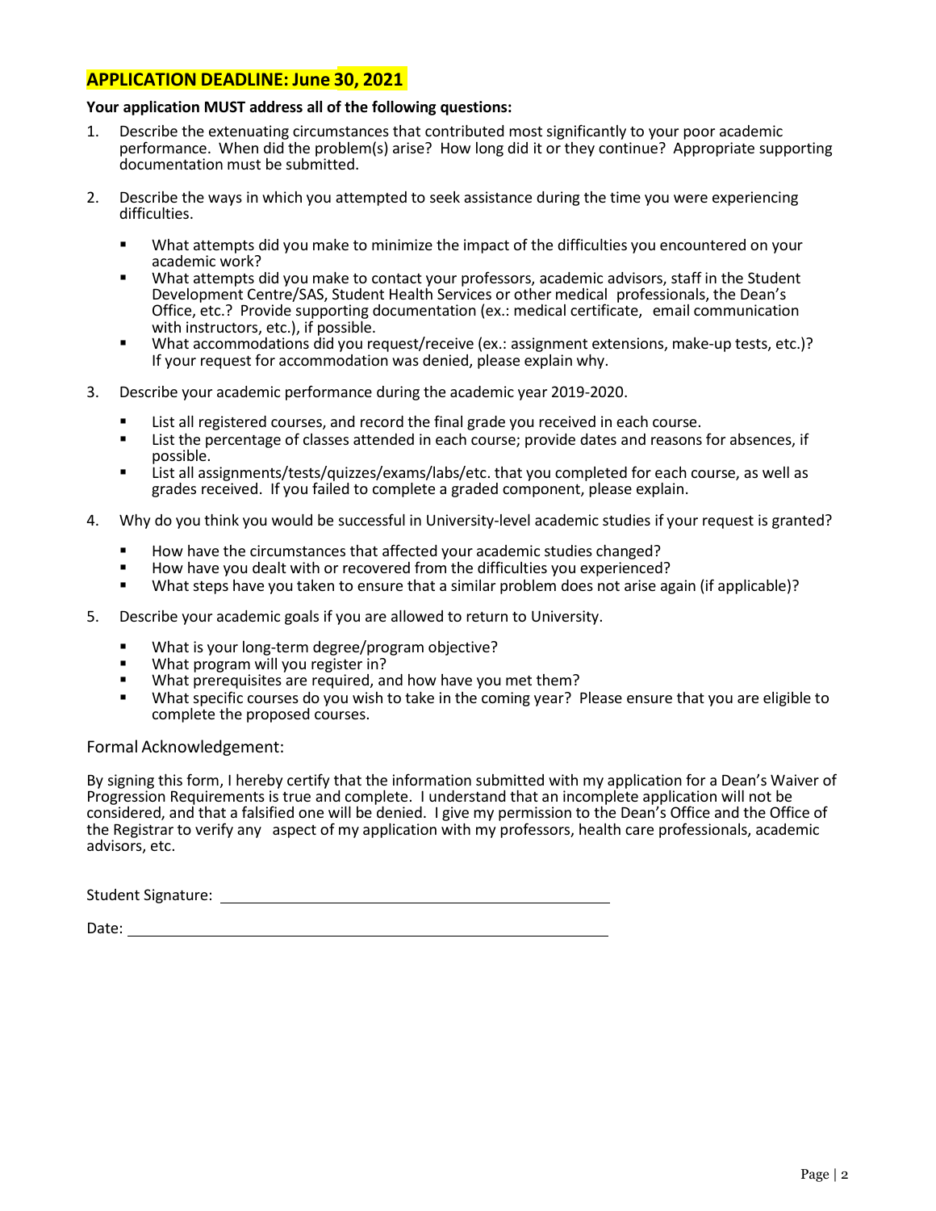## APPLICATION DEADLINE: June 30, 2021

**Your application MUST address all of the following questions:**

1. Describe the extenuating circumstances that contributed most significantly to your poor academic performance. When did the problem(s) arise? How long did it or they continue? Appropriate supporting documentation must be submitted.

2. Describe the ways in which you attempted to seek assistance during the time you were experiencing difficulties.
   - What attempts did you make to minimize the impact of the difficulties you encountered on your academic work?
   - What attempts did you make to contact your professors, academic advisors, staff in the Student Development Centre/SAS, Student Health Services or other medical professionals, the Dean's Office, etc.? Provide supporting documentation (ex.: medical certificate, email communication with instructors, etc.), if possible.
   - What accommodations did you request/receive (ex.: assignment extensions, make-up tests, etc.)? If your request for accommodation was denied, please explain why.

3. Describe your academic performance during the academic year 2019-2020.
   - List all registered courses, and record the final grade you received in each course.
   - List the percentage of classes attended in each course; provide dates and reasons for absences, if possible.
   - List all assignments/tests/quizzes/exams/labs/etc. that you completed for each course, as well as grades received. If you failed to complete a graded component, please explain.

4. Why do you think you would be successful in University-level academic studies if your request is granted?
   - How have the circumstances that affected your academic studies changed?
   - How have you dealt with or recovered from the difficulties you experienced?
   - What steps have you taken to ensure that a similar problem does not arise again (if applicable)?

5. Describe your academic goals if you are allowed to return to University.
   - What is your long-term degree/program objective?
   - What program will you register in?
   - What prerequisites are required, and how have you met them?
   - What specific courses do you wish to take in the coming year? Please ensure that you are eligible to complete the proposed courses.

Formal Acknowledgement:

By signing this form, I hereby certify that the information submitted with my application for a Dean's Waiver of Progression Requirements is true and complete. I understand that an incomplete application will not be considered, and that a falsified one will be denied. I give my permission to the Dean's Office and the Office of the Registrar to verify any aspect of my application with my professors, health care professionals, academic advisors, etc.

Student Signature: ______________________________________

Date: ______________________________________